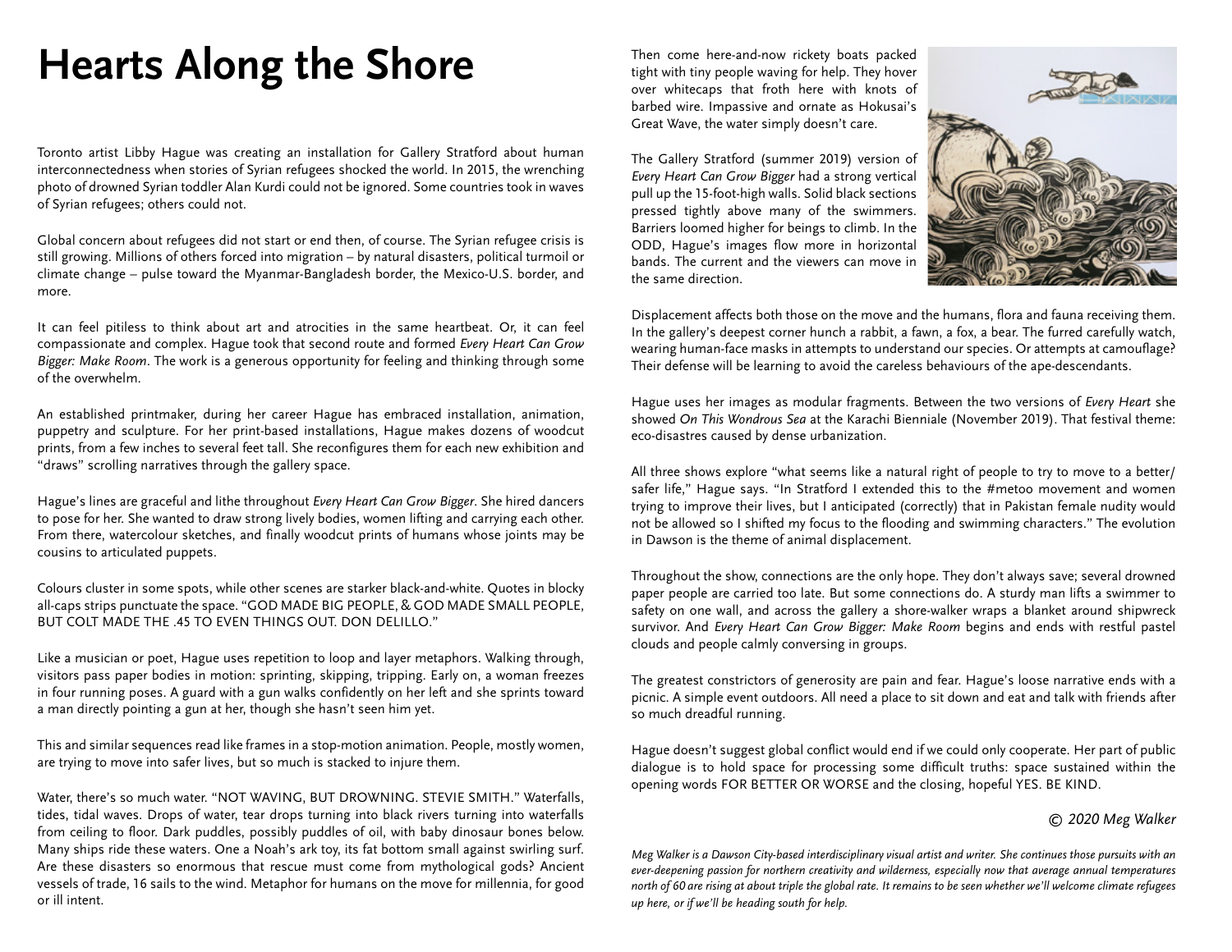# Hearts Along the Shore

Toronto artist Libby Hague was creating an installation for Gallery Stratford about human interconnectedness when stories of Syrian refugees shocked the world. In 2015, the wrenching photo of drowned Syrian toddler Alan Kurdi could not be ignored. Some countries took in waves of Syrian refugees; others could not.

Global concern about refugees did not start or end then, of course. The Syrian refugee crisis is still growing. Millions of others forced into migration – by natural disasters, political turmoil or climate change – pulse toward the Myanmar-Bangladesh border, the Mexico-U.S. border, and more.

It can feel pitiless to think about art and atrocities in the same heartbeat. Or, it can feel compassionate and complex. Hague took that second route and formed *Every Heart Can Grow Bigger: Make Room*. The work is a generous opportunity for feeling and thinking through some of the overwhelm.

An established printmaker, during her career Hague has embraced installation, animation, puppetry and sculpture. For her print-based installations, Hague makes dozens of woodcut prints, from a few inches to several feet tall. She reconfigures them for each new exhibition and "draws" scrolling narratives through the gallery space.

Hague's lines are graceful and lithe throughout *Every Heart Can Grow Bigger*. She hired dancers to pose for her. She wanted to draw strong lively bodies, women lifting and carrying each other. From there, watercolour sketches, and finally woodcut prints of humans whose joints may be cousins to articulated puppets.

Colours cluster in some spots, while other scenes are starker black-and-white. Quotes in blocky all-caps strips punctuate the space. "GOD MADE BIG PEOPLE, & GOD MADE SMALL PEOPLE, BUT COLT MADE THE .45 TO EVEN THINGS OUT. DON DELILLO."

Like a musician or poet, Hague uses repetition to loop and layer metaphors. Walking through, visitors pass paper bodies in motion: sprinting, skipping, tripping. Early on, a woman freezes in four running poses. A guard with a gun walks confidently on her left and she sprints toward a man directly pointing a gun at her, though she hasn't seen him yet.

This and similar sequences read like frames in a stop-motion animation. People, mostly women, are trying to move into safer lives, but so much is stacked to injure them.

Water, there's so much water. "NOT WAVING, BUT DROWNING. STEVIE SMITH." Waterfalls, tides, tidal waves. Drops of water, tear drops turning into black rivers turning into waterfalls from ceiling to floor. Dark puddles, possibly puddles of oil, with baby dinosaur bones below. Many ships ride these waters. One a Noah's ark toy, its fat bottom small against swirling surf. Are these disasters so enormous that rescue must come from mythological gods? Ancient vessels of trade, 16 sails to the wind. Metaphor for humans on the move for millennia, for good or ill intent.

Then come here-and-now rickety boats packed tight with tiny people waving for help. They hover over whitecaps that froth here with knots of barbed wire. Impassive and ornate as Hokusai's Great Wave, the water simply doesn't care.

The Gallery Stratford (summer 2019) version of *Every Heart Can Grow Bigger* had a strong vertical pull up the 15-foot-high walls. Solid black sections pressed tightly above many of the swimmers. Barriers loomed higher for beings to climb. In the ODD, Hague's images flow more in horizontal bands. The current and the viewers can move in the same direction.

Displacement affects both those on the move and the humans, flora and fauna receiving them. In the gallery's deepest corner hunch a rabbit, a fawn, a fox, a bear. The furred carefully watch, wearing human-face masks in attempts to understand our species. Or attempts at camouflage? Their defense will be learning to avoid the careless behaviours of the ape-descendants.

Hague uses her images as modular fragments. Between the two versions of *Every Heart* she showed *On This Wondrous Sea* at the Karachi Bienniale (November 2019). That festival theme: eco-disastres caused by dense urbanization.

All three shows explore "what seems like a natural right of people to try to move to a better/ safer life," Hague says. "In Stratford I extended this to the #metoo movement and women trying to improve their lives, but I anticipated (correctly) that in Pakistan female nudity would not be allowed so I shifted my focus to the flooding and swimming characters." The evolution in Dawson is the theme of animal displacement.

Throughout the show, connections are the only hope. They don't always save; several drowned paper people are carried too late. But some connections do. A sturdy man lifts a swimmer to safety on one wall, and across the gallery a shore-walker wraps a blanket around shipwreck survivor. And *Every Heart Can Grow Bigger: Make Room* begins and ends with restful pastel clouds and people calmly conversing in groups.

The greatest constrictors of generosity are pain and fear. Hague's loose narrative ends with a picnic. A simple event outdoors. All need a place to sit down and eat and talk with friends after so much dreadful running.

Hague doesn't suggest global conflict would end if we could only cooperate. Her part of public dialogue is to hold space for processing some difficult truths: space sustained within the opening words FOR BETTER OR WORSE and the closing, hopeful YES. BE KIND.

*© 2020 Meg Walker*

*Meg Walker is a Dawson City-based interdisciplinary visual artist and writer. She continues those pursuits with an ever-deepening passion for northern creativity and wilderness, especially now that average annual temperatures north of 60 are rising at about triple the global rate. It remains to be seen whether we'll welcome climate refugees up here, or if we'll be heading south for help.*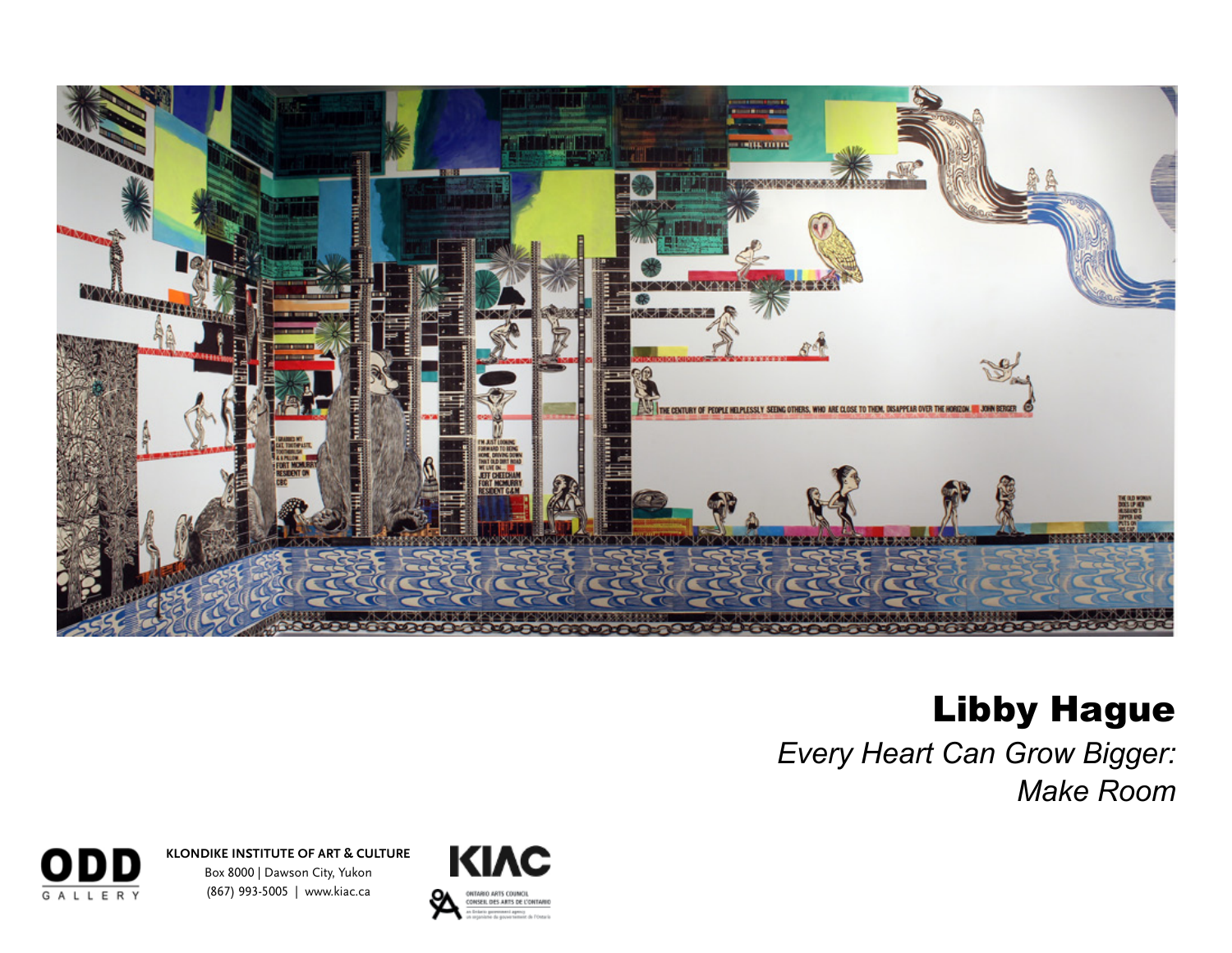# Libby Hague

*Every Heart Can Grow Bigger: Make Room*

ODD GALLERY

**KLONDIKE INSTITUTE OF ART & CULTURE**
Box 8000 | Dawson City, Yukon
(867) 993-5005 | www.kiac.ca

KIAC

ONTARIO ARTS COUNCIL
CONSEIL DES ARTS DE L'ONTARIO
an Ontario government agency
un organisme du gouvernement de l'Ontario